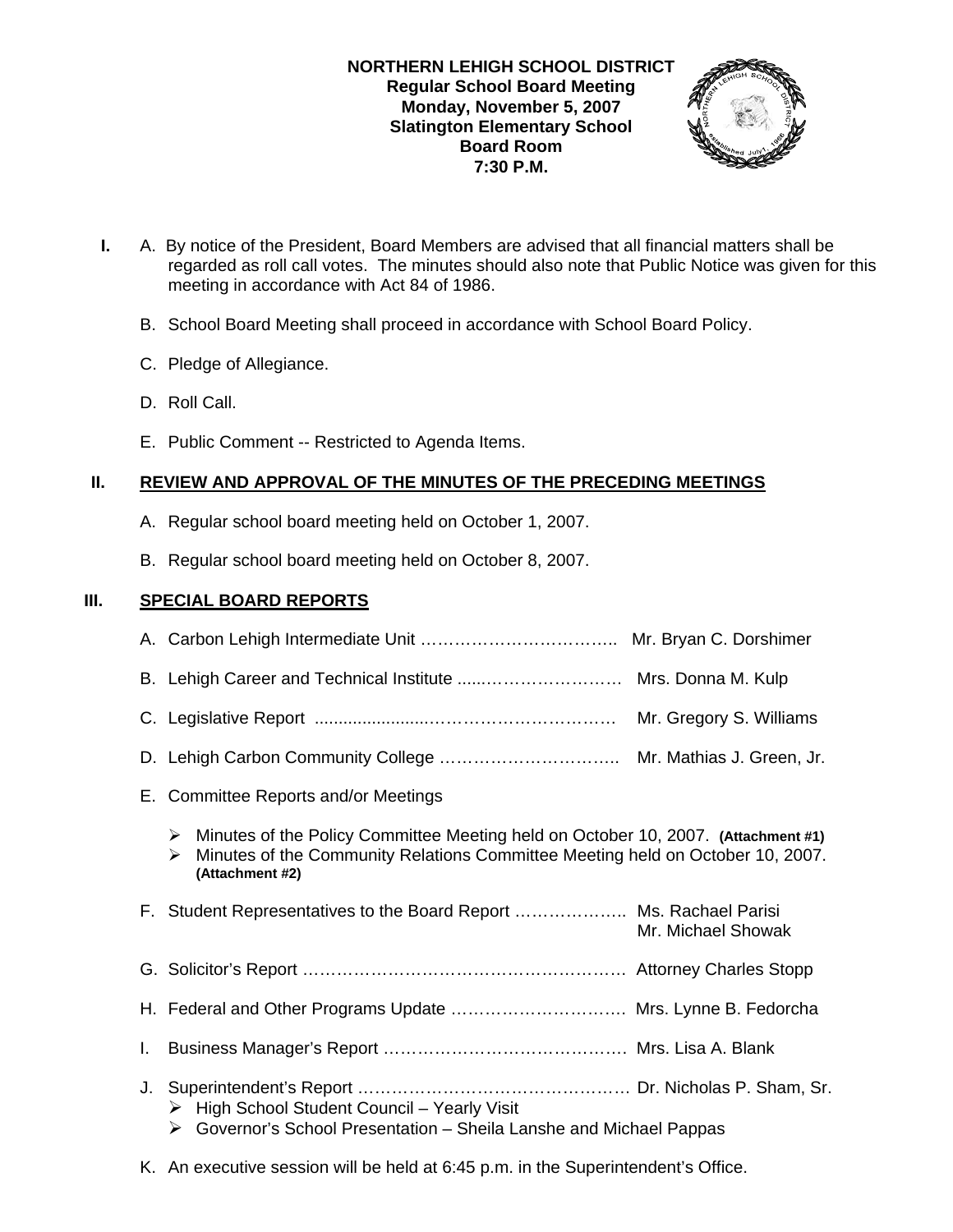**NORTHERN LEHIGH SCHOOL DISTRICT**
**Regular School Board Meeting**
**Monday, November 5, 2007**
**Slatington Elementary School**
**Board Room**
**7:30 P.M.**

**I.** A. By notice of the President, Board Members are advised that all financial matters shall be regarded as roll call votes. The minutes should also note that Public Notice was given for this meeting in accordance with Act 84 of 1986.

B. School Board Meeting shall proceed in accordance with School Board Policy.

C. Pledge of Allegiance.

D. Roll Call.

E. Public Comment -- Restricted to Agenda Items.

## II. REVIEW AND APPROVAL OF THE MINUTES OF THE PRECEDING MEETINGS

A. Regular school board meeting held on October 1, 2007.

B. Regular school board meeting held on October 8, 2007.

## III. SPECIAL BOARD REPORTS

A. Carbon Lehigh Intermediate Unit …………………………….. Mr. Bryan C. Dorshimer

B. Lehigh Career and Technical Institute ......…………………… Mrs. Donna M. Kulp

C. Legislative Report .......................…………………………… Mr. Gregory S. Williams

D. Lehigh Carbon Community College ………………………….. Mr. Mathias J. Green, Jr.

E. Committee Reports and/or Meetings

- Minutes of the Policy Committee Meeting held on October 10, 2007. **(Attachment #1)**
- Minutes of the Community Relations Committee Meeting held on October 10, 2007. **(Attachment #2)**

F. Student Representatives to the Board Report ……………….. Ms. Rachael Parisi
Mr. Michael Showak

G. Solicitor's Report ……………………………………………….. Attorney Charles Stopp

H. Federal and Other Programs Update …………………………. Mrs. Lynne B. Fedorcha

I. Business Manager's Report …………………………………… Mrs. Lisa A. Blank

J. Superintendent's Report ………………………………………… Dr. Nicholas P. Sham, Sr.

- High School Student Council – Yearly Visit
- Governor's School Presentation – Sheila Lanshe and Michael Pappas

K. An executive session will be held at 6:45 p.m. in the Superintendent's Office.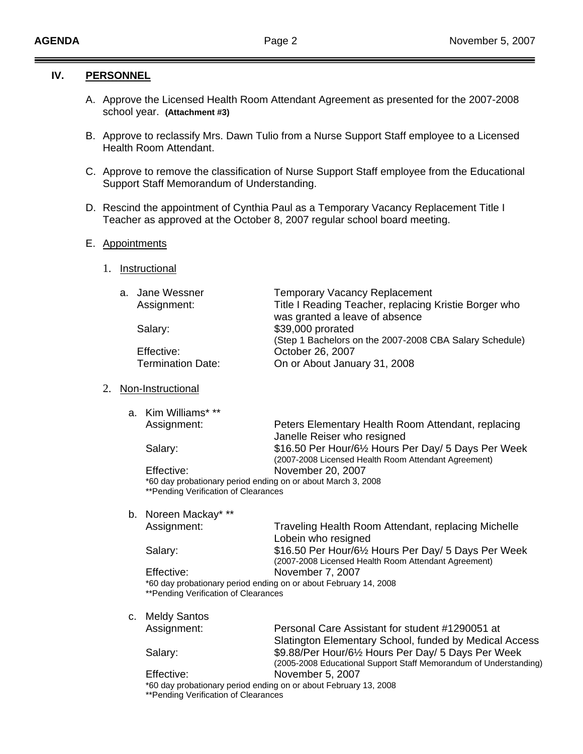## IV. PERSONNEL

A. Approve the Licensed Health Room Attendant Agreement as presented for the 2007-2008 school year. **(Attachment #3)**

B. Approve to reclassify Mrs. Dawn Tulio from a Nurse Support Staff employee to a Licensed Health Room Attendant.

C. Approve to remove the classification of Nurse Support Staff employee from the Educational Support Staff Memorandum of Understanding.

D. Rescind the appointment of Cynthia Paul as a Temporary Vacancy Replacement Title I Teacher as approved at the October 8, 2007 regular school board meeting.

E. Appointments

1. Instructional

a. Jane Wessner — Temporary Vacancy Replacement
   - Assignment: Title I Reading Teacher, replacing Kristie Borger who was granted a leave of absence
   - Salary: $39,000 prorated (Step 1 Bachelors on the 2007-2008 CBA Salary Schedule)
   - Effective: October 26, 2007
   - Termination Date: On or About January 31, 2008

2. Non-Instructional

a. Kim Williams* **
   - Assignment: Peters Elementary Health Room Attendant, replacing Janelle Reiser who resigned
   - Salary: $16.50 Per Hour/6½ Hours Per Day/ 5 Days Per Week (2007-2008 Licensed Health Room Attendant Agreement)
   - Effective: November 20, 2007

   *60 day probationary period ending on or about March 3, 2008
   **Pending Verification of Clearances

b. Noreen Mackay* **
   - Assignment: Traveling Health Room Attendant, replacing Michelle Lobein who resigned
   - Salary: $16.50 Per Hour/6½ Hours Per Day/ 5 Days Per Week (2007-2008 Licensed Health Room Attendant Agreement)
   - Effective: November 7, 2007

   *60 day probationary period ending on or about February 14, 2008
   **Pending Verification of Clearances

c. Meldy Santos
   - Assignment: Personal Care Assistant for student #1290051 at Slatington Elementary School, funded by Medical Access
   - Salary: $9.88/Per Hour/6½ Hours Per Day/ 5 Days Per Week (2005-2008 Educational Support Staff Memorandum of Understanding)
   - Effective: November 5, 2007

   *60 day probationary period ending on or about February 13, 2008
   **Pending Verification of Clearances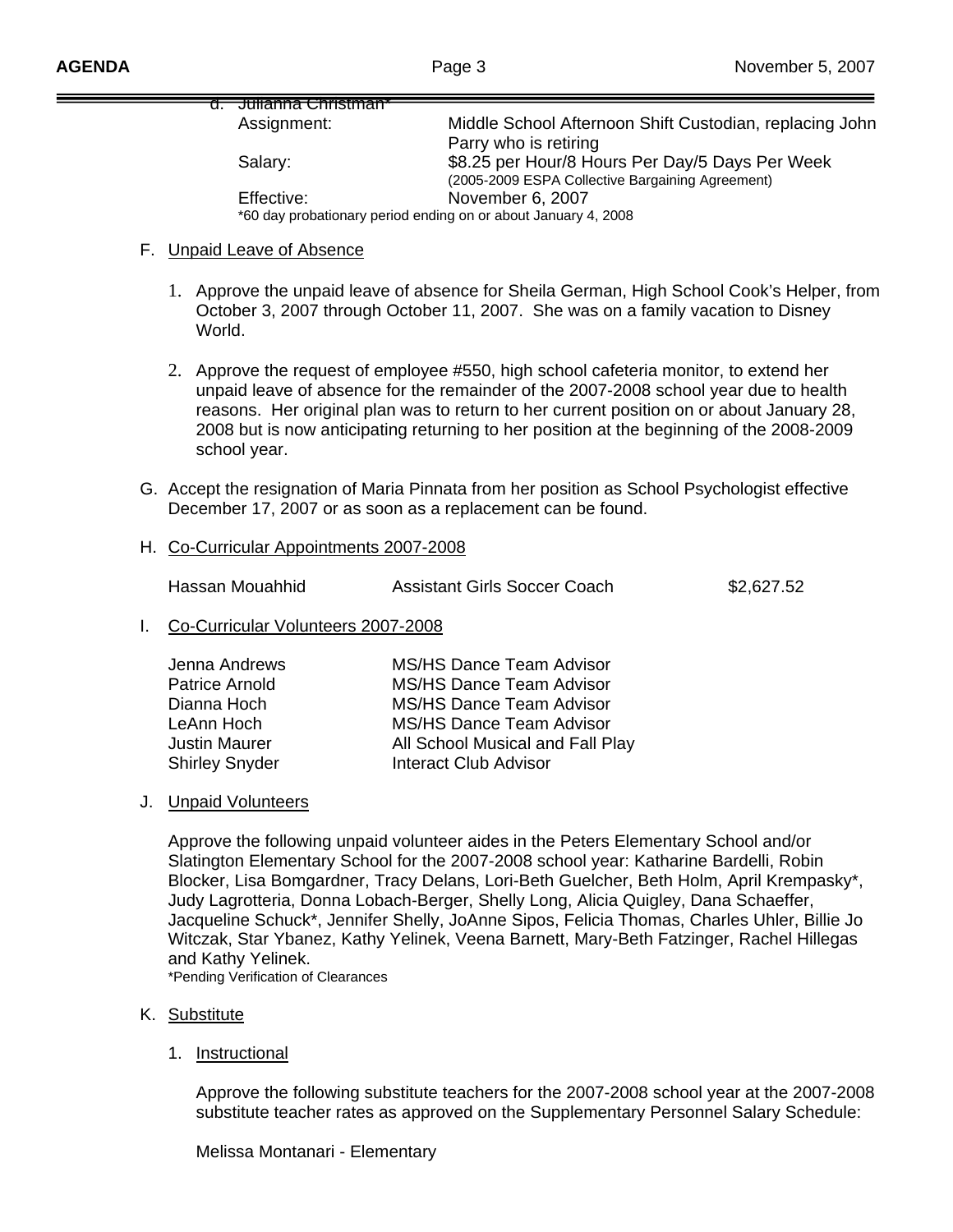d. Julianna Christman*

| | |
|---|---|
| Assignment: | Middle School Afternoon Shift Custodian, replacing John Parry who is retiring |
| Salary: | $8.25 per Hour/8 Hours Per Day/5 Days Per Week (2005-2009 ESPA Collective Bargaining Agreement) |
| Effective: | November 6, 2007 |

*60 day probationary period ending on or about January 4, 2008

F. Unpaid Leave of Absence

1. Approve the unpaid leave of absence for Sheila German, High School Cook's Helper, from October 3, 2007 through October 11, 2007. She was on a family vacation to Disney World.

2. Approve the request of employee #550, high school cafeteria monitor, to extend her unpaid leave of absence for the remainder of the 2007-2008 school year due to health reasons. Her original plan was to return to her current position on or about January 28, 2008 but is now anticipating returning to her position at the beginning of the 2008-2009 school year.

G. Accept the resignation of Maria Pinnata from her position as School Psychologist effective December 17, 2007 or as soon as a replacement can be found.

H. Co-Curricular Appointments 2007-2008

| | | |
|---|---|---|
| Hassan Mouahhid | Assistant Girls Soccer Coach | $2,627.52 |

I. Co-Curricular Volunteers 2007-2008

| | |
|---|---|
| Jenna Andrews | MS/HS Dance Team Advisor |
| Patrice Arnold | MS/HS Dance Team Advisor |
| Dianna Hoch | MS/HS Dance Team Advisor |
| LeAnn Hoch | MS/HS Dance Team Advisor |
| Justin Maurer | All School Musical and Fall Play |
| Shirley Snyder | Interact Club Advisor |

J. Unpaid Volunteers

Approve the following unpaid volunteer aides in the Peters Elementary School and/or Slatington Elementary School for the 2007-2008 school year: Katharine Bardelli, Robin Blocker, Lisa Bomgardner, Tracy Delans, Lori-Beth Guelcher, Beth Holm, April Krempasky*, Judy Lagrotteria, Donna Lobach-Berger, Shelly Long, Alicia Quigley, Dana Schaeffer, Jacqueline Schuck*, Jennifer Shelly, JoAnne Sipos, Felicia Thomas, Charles Uhler, Billie Jo Witczak, Star Ybanez, Kathy Yelinek, Veena Barnett, Mary-Beth Fatzinger, Rachel Hillegas and Kathy Yelinek.

*Pending Verification of Clearances

K. Substitute

1. Instructional

Approve the following substitute teachers for the 2007-2008 school year at the 2007-2008 substitute teacher rates as approved on the Supplementary Personnel Salary Schedule:

Melissa Montanari - Elementary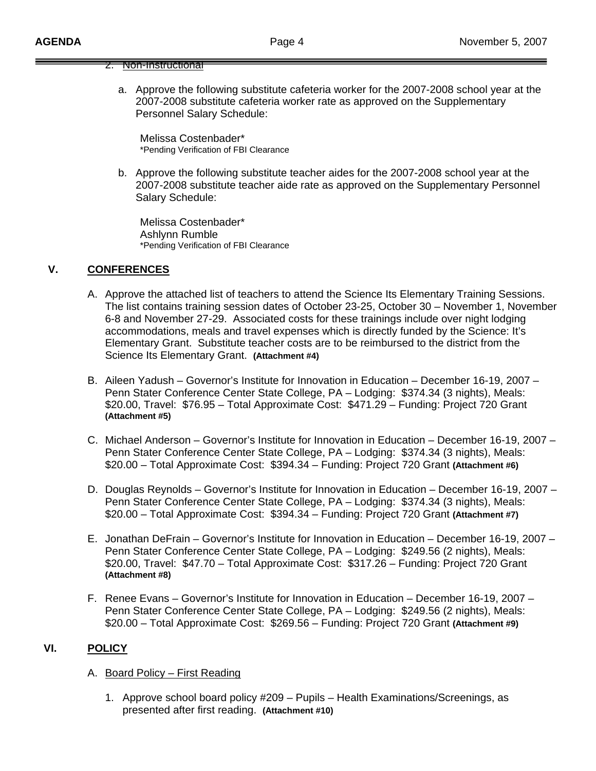2. Non-Instructional

a. Approve the following substitute cafeteria worker for the 2007-2008 school year at the 2007-2008 substitute cafeteria worker rate as approved on the Supplementary Personnel Salary Schedule:

Melissa Costenbader*
*Pending Verification of FBI Clearance

b. Approve the following substitute teacher aides for the 2007-2008 school year at the 2007-2008 substitute teacher aide rate as approved on the Supplementary Personnel Salary Schedule:

Melissa Costenbader*
Ashlynn Rumble
*Pending Verification of FBI Clearance

## V. CONFERENCES

A. Approve the attached list of teachers to attend the Science Its Elementary Training Sessions. The list contains training session dates of October 23-25, October 30 – November 1, November 6-8 and November 27-29. Associated costs for these trainings include over night lodging accommodations, meals and travel expenses which is directly funded by the Science: It's Elementary Grant. Substitute teacher costs are to be reimbursed to the district from the Science Its Elementary Grant. **(Attachment #4)**

B. Aileen Yadush – Governor's Institute for Innovation in Education – December 16-19, 2007 – Penn Stater Conference Center State College, PA – Lodging: $374.34 (3 nights), Meals: $20.00, Travel: $76.95 – Total Approximate Cost: $471.29 – Funding: Project 720 Grant **(Attachment #5)**

C. Michael Anderson – Governor's Institute for Innovation in Education – December 16-19, 2007 – Penn Stater Conference Center State College, PA – Lodging: $374.34 (3 nights), Meals: $20.00 – Total Approximate Cost: $394.34 – Funding: Project 720 Grant **(Attachment #6)**

D. Douglas Reynolds – Governor's Institute for Innovation in Education – December 16-19, 2007 – Penn Stater Conference Center State College, PA – Lodging: $374.34 (3 nights), Meals: $20.00 – Total Approximate Cost: $394.34 – Funding: Project 720 Grant **(Attachment #7)**

E. Jonathan DeFrain – Governor's Institute for Innovation in Education – December 16-19, 2007 – Penn Stater Conference Center State College, PA – Lodging: $249.56 (2 nights), Meals: $20.00, Travel: $47.70 – Total Approximate Cost: $317.26 – Funding: Project 720 Grant **(Attachment #8)**

F. Renee Evans – Governor's Institute for Innovation in Education – December 16-19, 2007 – Penn Stater Conference Center State College, PA – Lodging: $249.56 (2 nights), Meals: $20.00 – Total Approximate Cost: $269.56 – Funding: Project 720 Grant **(Attachment #9)**

## VI. POLICY

A. Board Policy – First Reading

1. Approve school board policy #209 – Pupils – Health Examinations/Screenings, as presented after first reading. **(Attachment #10)**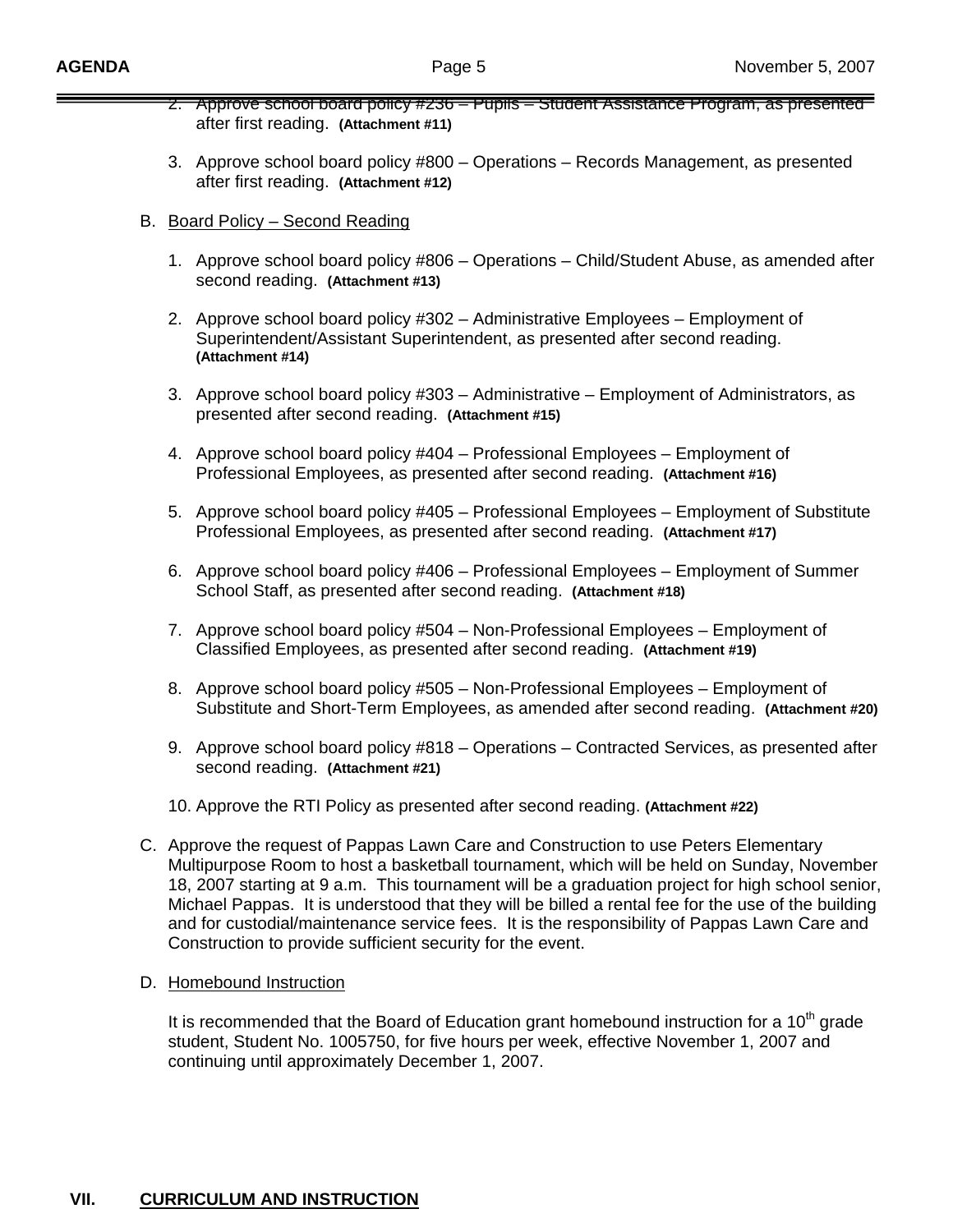2. Approve school board policy #236 – Pupils – Student Assistance Program, as presented after first reading. **(Attachment #11)**

3. Approve school board policy #800 – Operations – Records Management, as presented after first reading. **(Attachment #12)**

B. Board Policy – Second Reading

1. Approve school board policy #806 – Operations – Child/Student Abuse, as amended after second reading. **(Attachment #13)**

2. Approve school board policy #302 – Administrative Employees – Employment of Superintendent/Assistant Superintendent, as presented after second reading. **(Attachment #14)**

3. Approve school board policy #303 – Administrative – Employment of Administrators, as presented after second reading. **(Attachment #15)**

4. Approve school board policy #404 – Professional Employees – Employment of Professional Employees, as presented after second reading. **(Attachment #16)**

5. Approve school board policy #405 – Professional Employees – Employment of Substitute Professional Employees, as presented after second reading. **(Attachment #17)**

6. Approve school board policy #406 – Professional Employees – Employment of Summer School Staff, as presented after second reading. **(Attachment #18)**

7. Approve school board policy #504 – Non-Professional Employees – Employment of Classified Employees, as presented after second reading. **(Attachment #19)**

8. Approve school board policy #505 – Non-Professional Employees – Employment of Substitute and Short-Term Employees, as amended after second reading. **(Attachment #20)**

9. Approve school board policy #818 – Operations – Contracted Services, as presented after second reading. **(Attachment #21)**

10. Approve the RTI Policy as presented after second reading. **(Attachment #22)**

C. Approve the request of Pappas Lawn Care and Construction to use Peters Elementary Multipurpose Room to host a basketball tournament, which will be held on Sunday, November 18, 2007 starting at 9 a.m. This tournament will be a graduation project for high school senior, Michael Pappas. It is understood that they will be billed a rental fee for the use of the building and for custodial/maintenance service fees. It is the responsibility of Pappas Lawn Care and Construction to provide sufficient security for the event.

D. Homebound Instruction

It is recommended that the Board of Education grant homebound instruction for a 10th grade student, Student No. 1005750, for five hours per week, effective November 1, 2007 and continuing until approximately December 1, 2007.

## VII. CURRICULUM AND INSTRUCTION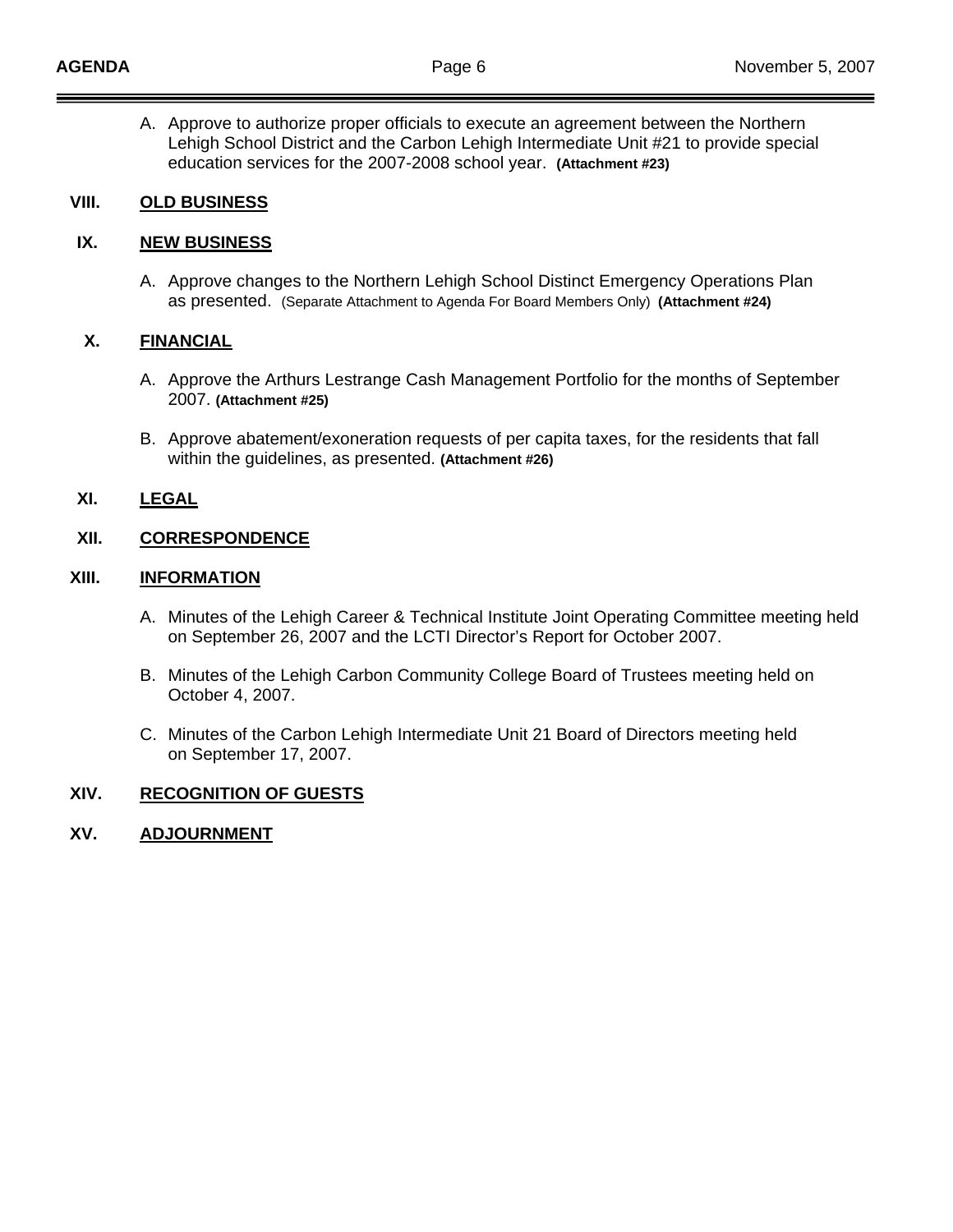A. Approve to authorize proper officials to execute an agreement between the Northern Lehigh School District and the Carbon Lehigh Intermediate Unit #21 to provide special education services for the 2007-2008 school year. **(Attachment #23)**

## VIII. OLD BUSINESS

## IX. NEW BUSINESS

A. Approve changes to the Northern Lehigh School Distinct Emergency Operations Plan as presented. (Separate Attachment to Agenda For Board Members Only) **(Attachment #24)**

## X. FINANCIAL

A. Approve the Arthurs Lestrange Cash Management Portfolio for the months of September 2007. **(Attachment #25)**

B. Approve abatement/exoneration requests of per capita taxes, for the residents that fall within the guidelines, as presented. **(Attachment #26)**

## XI. LEGAL

## XII. CORRESPONDENCE

## XIII. INFORMATION

A. Minutes of the Lehigh Career & Technical Institute Joint Operating Committee meeting held on September 26, 2007 and the LCTI Director's Report for October 2007.

B. Minutes of the Lehigh Carbon Community College Board of Trustees meeting held on October 4, 2007.

C. Minutes of the Carbon Lehigh Intermediate Unit 21 Board of Directors meeting held on September 17, 2007.

## XIV. RECOGNITION OF GUESTS

## XV. ADJOURNMENT